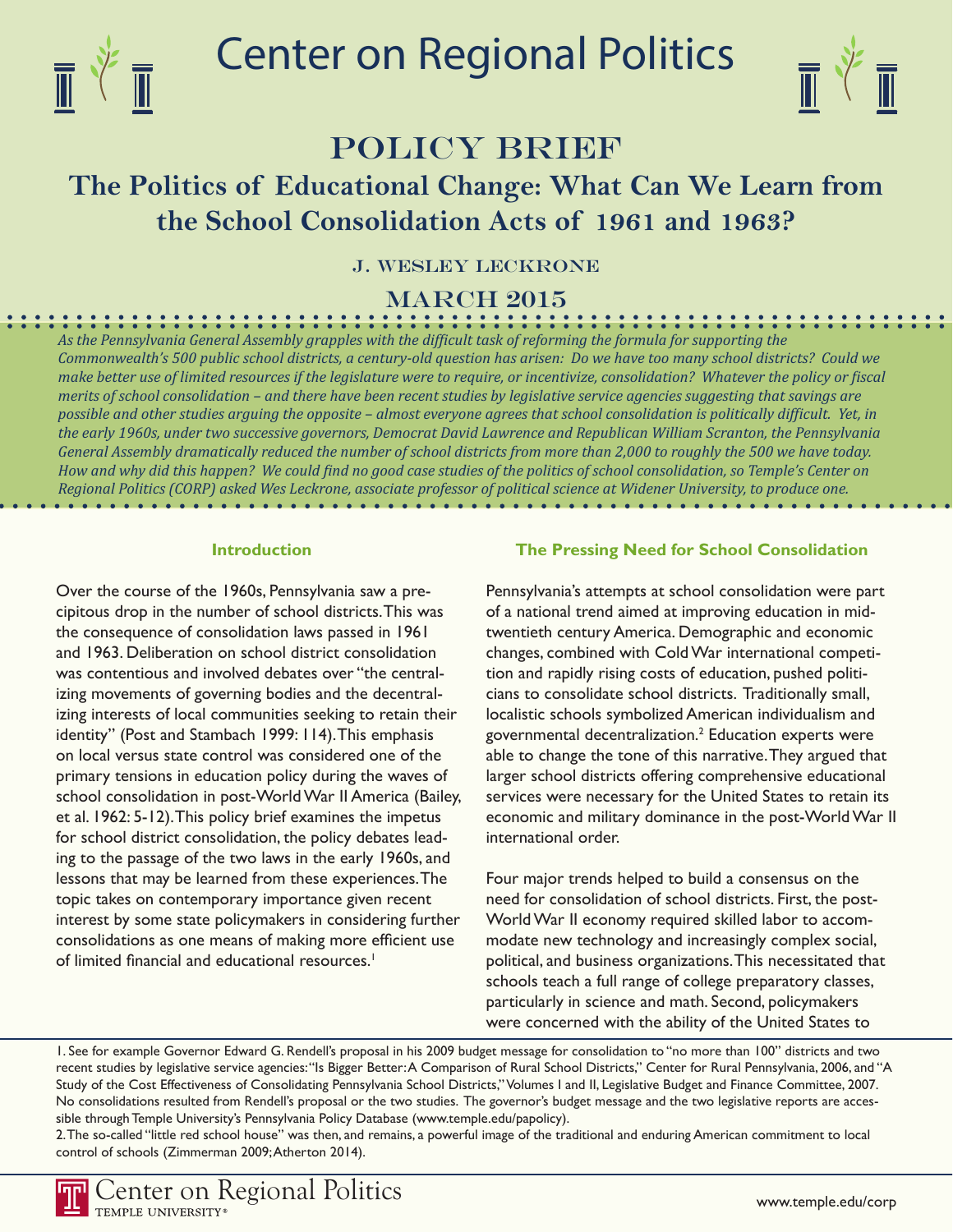# Center on Regional Politics

## POLICY BRIEF

## The Politics of Educational Change: What Can We Learn from the School Consolidation Acts of 1961 and 1963?

J. WESLEY LECKRONE

MARCH 2015

*As the Pennsylvania General Assembly grapples with the difficult task of reforming the formula for supporting the Commonwealth's 500 public school districts, a century-old question has arisen: Do we have too many school districts? Could we make better use of limited resources if the legislature were to require, or incentivize, consolidation? Whatever the policy or fiscal merits of school consolidation – and there have been recent studies by legislative service agencies suggesting that savings are possible and other studies arguing the opposite – almost everyone agrees that school consolidation is politically difficult. Yet, in the early 1960s, under two successive governors, Democrat David Lawrence and Republican William Scranton, the Pennsylvania General Assembly dramatically reduced the number of school districts from more than 2,000 to roughly the 500 we have today. How and why did this happen? We could find no good case studies of the politics of school consolidation, so Temple's Center on Regional Politics (CORP) asked Wes Leckrone, associate professor of political science at Widener University, to produce one.*

### Introduction

Over the course of the 1960s, Pennsylvania saw a precipitous drop in the number of school districts. This was the consequence of consolidation laws passed in 1961 and 1963. Deliberation on school district consolidation was contentious and involved debates over "the centralizing movements of governing bodies and the decentralizing interests of local communities seeking to retain their identity" (Post and Stambach 1999: 114). This emphasis on local versus state control was considered one of the primary tensions in education policy during the waves of school consolidation in post-World War II America (Bailey, et al. 1962: 5-12). This policy brief examines the impetus for school district consolidation, the policy debates leading to the passage of the two laws in the early 1960s, and lessons that may be learned from these experiences. The topic takes on contemporary importance given recent interest by some state policymakers in considering further consolidations as one means of making more efficient use of limited financial and educational resources.[1]

### The Pressing Need for School Consolidation

Pennsylvania's attempts at school consolidation were part of a national trend aimed at improving education in mid-twentieth century America. Demographic and economic changes, combined with Cold War international competition and rapidly rising costs of education, pushed politicians to consolidate school districts. Traditionally small, localistic schools symbolized American individualism and governmental decentralization.[2] Education experts were able to change the tone of this narrative. They argued that larger school districts offering comprehensive educational services were necessary for the United States to retain its economic and military dominance in the post-World War II international order.

Four major trends helped to build a consensus on the need for consolidation of school districts. First, the post-World War II economy required skilled labor to accommodate new technology and increasingly complex social, political, and business organizations. This necessitated that schools teach a full range of college preparatory classes, particularly in science and math. Second, policymakers were concerned with the ability of the United States to

1. See for example Governor Edward G. Rendell's proposal in his 2009 budget message for consolidation to "no more than 100" districts and two recent studies by legislative service agencies: "Is Bigger Better: A Comparison of Rural School Districts," Center for Rural Pennsylvania, 2006, and "A Study of the Cost Effectiveness of Consolidating Pennsylvania School Districts," Volumes I and II, Legislative Budget and Finance Committee, 2007. No consolidations resulted from Rendell's proposal or the two studies. The governor's budget message and the two legislative reports are accessible through Temple University's Pennsylvania Policy Database (www.temple.edu/papolicy).

2. The so-called "little red school house" was then, and remains, a powerful image of the traditional and enduring American commitment to local control of schools (Zimmerman 2009; Atherton 2014).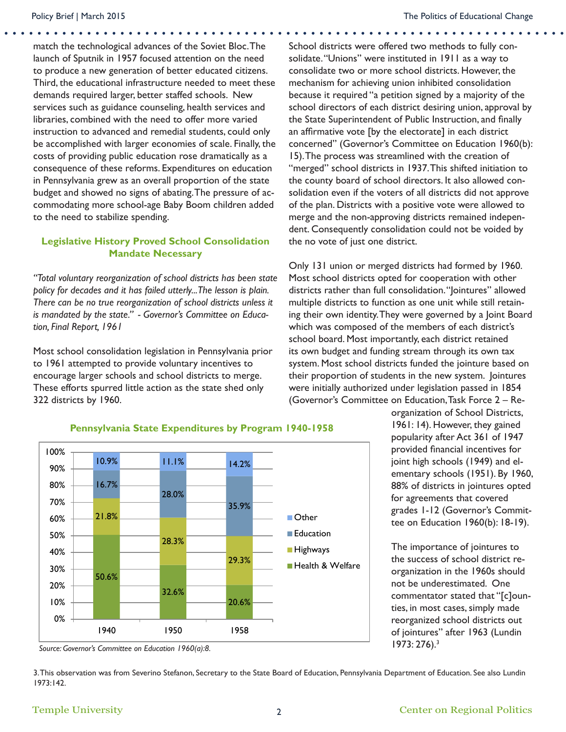match the technological advances of the Soviet Bloc. The launch of Sputnik in 1957 focused attention on the need to produce a new generation of better educated citizens. Third, the educational infrastructure needed to meet these demands required larger, better staffed schools. New services such as guidance counseling, health services and libraries, combined with the need to offer more varied instruction to advanced and remedial students, could only be accomplished with larger economies of scale. Finally, the costs of providing public education rose dramatically as a consequence of these reforms. Expenditures on education in Pennsylvania grew as an overall proportion of the state budget and showed no signs of abating. The pressure of accommodating more school-age Baby Boom children added to the need to stabilize spending.

## Legislative History Proved School Consolidation Mandate Necessary

*"Total voluntary reorganization of school districts has been state policy for decades and it has failed utterly...The lesson is plain. There can be no true reorganization of school districts unless it is mandated by the state." - Governor's Committee on Education, Final Report, 1961*

Most school consolidation legislation in Pennsylvania prior to 1961 attempted to provide voluntary incentives to encourage larger schools and school districts to merge. These efforts spurred little action as the state shed only 322 districts by 1960.

**Pennsylvania State Expenditures by Program 1940-1958**

| | 1940 | 1950 | 1958 |
|---|---|---|---|
| Other | 10.9% | 11.1% | 14.2% |
| Education | 16.7% | 28.0% | 35.9% |
| Highways | 21.8% | 28.3% | 29.3% |
| Health & Welfare | 50.6% | 32.6% | 20.6% |

*Source: Governor's Committee on Education 1960(a):8.*

School districts were offered two methods to fully consolidate. "Unions" were instituted in 1911 as a way to consolidate two or more school districts. However, the mechanism for achieving union inhibited consolidation because it required "a petition signed by a majority of the school directors of each district desiring union, approval by the State Superintendent of Public Instruction, and finally an affirmative vote [by the electorate] in each district concerned" (Governor's Committee on Education 1960(b): 15). The process was streamlined with the creation of "merged" school districts in 1937. This shifted initiation to the county board of school directors. It also allowed consolidation even if the voters of all districts did not approve of the plan. Districts with a positive vote were allowed to merge and the non-approving districts remained independent. Consequently consolidation could not be voided by the no vote of just one district.

Only 131 union or merged districts had formed by 1960. Most school districts opted for cooperation with other districts rather than full consolidation. "Jointures" allowed multiple districts to function as one unit while still retaining their own identity. They were governed by a Joint Board which was composed of the members of each district's school board. Most importantly, each district retained its own budget and funding stream through its own tax system. Most school districts funded the jointure based on their proportion of students in the new system. Jointures were initially authorized under legislation passed in 1854 (Governor's Committee on Education, Task Force 2 – Reorganization of School Districts, 1961: 14). However, they gained popularity after Act 361 of 1947 provided financial incentives for joint high schools (1949) and elementary schools (1951). By 1960, 88% of districts in jointures opted for agreements that covered grades 1-12 (Governor's Committee on Education 1960(b): 18-19).

The importance of jointures to the success of school district reorganization in the 1960s should not be underestimated. One commentator stated that "[c]ounties, in most cases, simply made reorganized school districts out of jointures" after 1963 (Lundin 1973: 276).[3]

3. This observation was from Severino Stefanon, Secretary to the State Board of Education, Pennsylvania Department of Education. See also Lundin 1973:142.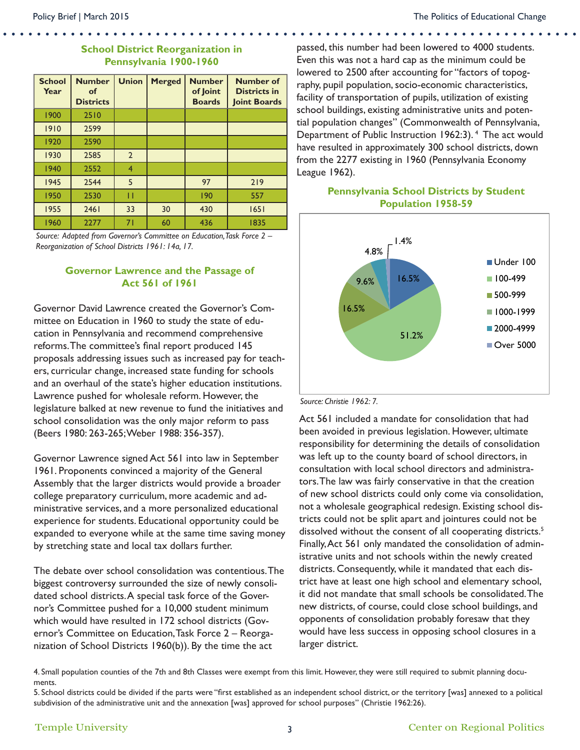### School District Reorganization in Pennsylvania 1900-1960

| School Year | Number of Districts | Union | Merged | Number of Joint Boards | Number of Districts in Joint Boards |
|---|---|---|---|---|---|
| 1900 | 2510 | | | | |
| 1910 | 2599 | | | | |
| 1920 | 2590 | | | | |
| 1930 | 2585 | 2 | | | |
| 1940 | 2552 | 4 | | | |
| 1945 | 2544 | 5 | | 97 | 219 |
| 1950 | 2530 | 11 | | 190 | 557 |
| 1955 | 2461 | 33 | 30 | 430 | 1651 |
| 1960 | 2277 | 71 | 60 | 436 | 1835 |

*Source: Adapted from Governor's Committee on Education, Task Force 2 – Reorganization of School Districts 1961: 14a, 17.*

### Governor Lawrence and the Passage of Act 561 of 1961

Governor David Lawrence created the Governor's Committee on Education in 1960 to study the state of education in Pennsylvania and recommend comprehensive reforms. The committee's final report produced 145 proposals addressing issues such as increased pay for teachers, curricular change, increased state funding for schools and an overhaul of the state's higher education institutions. Lawrence pushed for wholesale reform. However, the legislature balked at new revenue to fund the initiatives and school consolidation was the only major reform to pass (Beers 1980: 263-265; Weber 1988: 356-357).

Governor Lawrence signed Act 561 into law in September 1961. Proponents convinced a majority of the General Assembly that the larger districts would provide a broader college preparatory curriculum, more academic and administrative services, and a more personalized educational experience for students. Educational opportunity could be expanded to everyone while at the same time saving money by stretching state and local tax dollars further.

The debate over school consolidation was contentious. The biggest controversy surrounded the size of newly consolidated school districts. A special task force of the Governor's Committee pushed for a 10,000 student minimum which would have resulted in 172 school districts (Governor's Committee on Education, Task Force 2 – Reorganization of School Districts 1960(b)). By the time the act passed, this number had been lowered to 4000 students. Even this was not a hard cap as the minimum could be lowered to 2500 after accounting for "factors of topography, pupil population, socio-economic characteristics, facility of transportation of pupils, utilization of existing school buildings, existing administrative units and potential population changes" (Commonwealth of Pennsylvania, Department of Public Instruction 1962:3).[4] The act would have resulted in approximately 300 school districts, down from the 2277 existing in 1960 (Pennsylvania Economy League 1962).

### Pennsylvania School Districts by Student Population 1958-59

| Student Population | Percent |
|---|---|
| Under 100 | 16.5% |
| 100-499 | 51.2% |
| 500-999 | 16.5% |
| 1000-1999 | 9.6% |
| 2000-4999 | 4.8% |
| Over 5000 | 1.4% |

*Source: Christie 1962: 7.*

Act 561 included a mandate for consolidation that had been avoided in previous legislation. However, ultimate responsibility for determining the details of consolidation was left up to the county board of school directors, in consultation with local school directors and administrators. The law was fairly conservative in that the creation of new school districts could only come via consolidation, not a wholesale geographical redesign. Existing school districts could not be split apart and jointures could not be dissolved without the consent of all cooperating districts.[5] Finally, Act 561 only mandated the consolidation of administrative units and not schools within the newly created districts. Consequently, while it mandated that each district have at least one high school and elementary school, it did not mandate that small schools be consolidated. The new districts, of course, could close school buildings, and opponents of consolidation probably foresaw that they would have less success in opposing school closures in a larger district.

4. Small population counties of the 7th and 8th Classes were exempt from this limit. However, they were still required to submit planning documents.

5. School districts could be divided if the parts were "first established as an independent school district, or the territory [was] annexed to a political subdivision of the administrative unit and the annexation [was] approved for school purposes" (Christie 1962:26).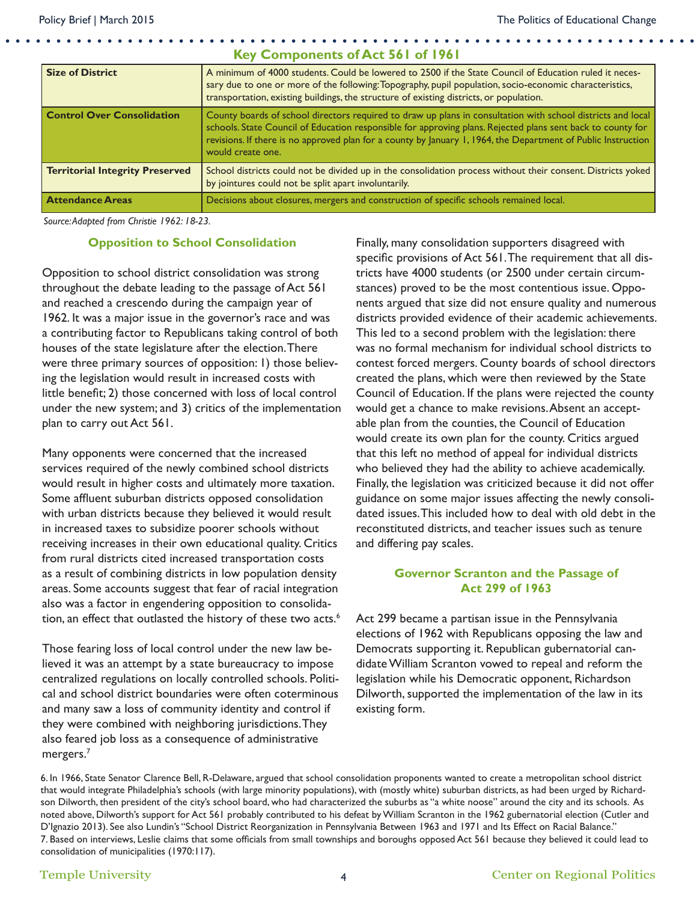## Key Components of Act 561 of 1961

| | |
|---|---|
| **Size of District** | A minimum of 4000 students. Could be lowered to 2500 if the State Council of Education ruled it necessary due to one or more of the following: Topography, pupil population, socio-economic characteristics, transportation, existing buildings, the structure of existing districts, or population. |
| **Control Over Consolidation** | County boards of school directors required to draw up plans in consultation with school districts and local schools. State Council of Education responsible for approving plans. Rejected plans sent back to county for revisions. If there is no approved plan for a county by January 1, 1964, the Department of Public Instruction would create one. |
| **Territorial Integrity Preserved** | School districts could not be divided up in the consolidation process without their consent. Districts yoked by jointures could not be split apart involuntarily. |
| **Attendance Areas** | Decisions about closures, mergers and construction of specific schools remained local. |

*Source: Adapted from Christie 1962: 18-23.*

### Opposition to School Consolidation

Opposition to school district consolidation was strong throughout the debate leading to the passage of Act 561 and reached a crescendo during the campaign year of 1962. It was a major issue in the governor's race and was a contributing factor to Republicans taking control of both houses of the state legislature after the election. There were three primary sources of opposition: 1) those believing the legislation would result in increased costs with little benefit; 2) those concerned with loss of local control under the new system; and 3) critics of the implementation plan to carry out Act 561.

Many opponents were concerned that the increased services required of the newly combined school districts would result in higher costs and ultimately more taxation. Some affluent suburban districts opposed consolidation with urban districts because they believed it would result in increased taxes to subsidize poorer schools without receiving increases in their own educational quality. Critics from rural districts cited increased transportation costs as a result of combining districts in low population density areas. Some accounts suggest that fear of racial integration also was a factor in engendering opposition to consolidation, an effect that outlasted the history of these two acts.[6]

Those fearing loss of local control under the new law believed it was an attempt by a state bureaucracy to impose centralized regulations on locally controlled schools. Political and school district boundaries were often coterminous and many saw a loss of community identity and control if they were combined with neighboring jurisdictions. They also feared job loss as a consequence of administrative mergers.[7]

Finally, many consolidation supporters disagreed with specific provisions of Act 561. The requirement that all districts have 4000 students (or 2500 under certain circumstances) proved to be the most contentious issue. Opponents argued that size did not ensure quality and numerous districts provided evidence of their academic achievements. This led to a second problem with the legislation: there was no formal mechanism for individual school districts to contest forced mergers. County boards of school directors created the plans, which were then reviewed by the State Council of Education. If the plans were rejected the county would get a chance to make revisions. Absent an acceptable plan from the counties, the Council of Education would create its own plan for the county. Critics argued that this left no method of appeal for individual districts who believed they had the ability to achieve academically. Finally, the legislation was criticized because it did not offer guidance on some major issues affecting the newly consolidated issues. This included how to deal with old debt in the reconstituted districts, and teacher issues such as tenure and differing pay scales.

### Governor Scranton and the Passage of Act 299 of 1963

Act 299 became a partisan issue in the Pennsylvania elections of 1962 with Republicans opposing the law and Democrats supporting it. Republican gubernatorial candidate William Scranton vowed to repeal and reform the legislation while his Democratic opponent, Richardson Dilworth, supported the implementation of the law in its existing form.

---

6. In 1966, State Senator Clarence Bell, R-Delaware, argued that school consolidation proponents wanted to create a metropolitan school district that would integrate Philadelphia's schools (with large minority populations), with (mostly white) suburban districts, as had been urged by Richardson Dilworth, then president of the city's school board, who had characterized the suburbs as "a white noose" around the city and its schools. As noted above, Dilworth's support for Act 561 probably contributed to his defeat by William Scranton in the 1962 gubernatorial election (Cutler and D'Ignazio 2013). See also Lundin's "School District Reorganization in Pennsylvania Between 1963 and 1971 and Its Effect on Racial Balance."

7. Based on interviews, Leslie claims that some officials from small townships and boroughs opposed Act 561 because they believed it could lead to consolidation of municipalities (1970:117).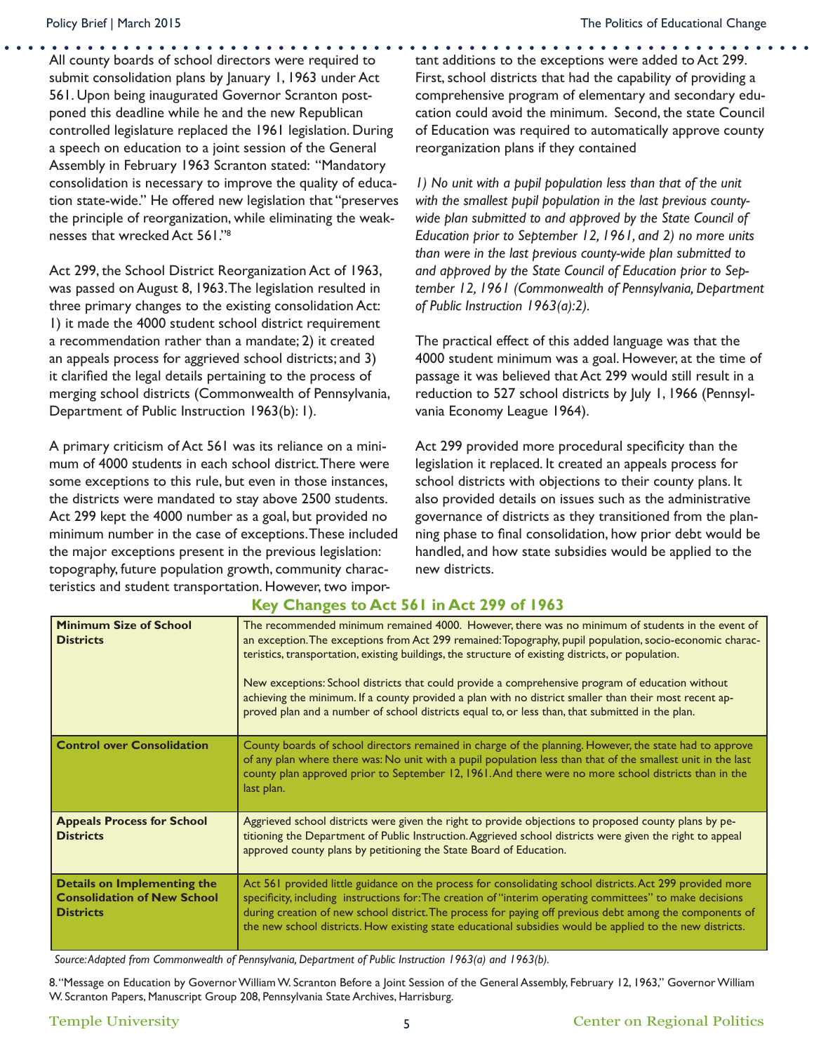All county boards of school directors were required to submit consolidation plans by January 1, 1963 under Act 561. Upon being inaugurated Governor Scranton postponed this deadline while he and the new Republican controlled legislature replaced the 1961 legislation. During a speech on education to a joint session of the General Assembly in February 1963 Scranton stated: "Mandatory consolidation is necessary to improve the quality of education state-wide." He offered new legislation that "preserves the principle of reorganization, while eliminating the weaknesses that wrecked Act 561."[8]

Act 299, the School District Reorganization Act of 1963, was passed on August 8, 1963. The legislation resulted in three primary changes to the existing consolidation Act: 1) it made the 4000 student school district requirement a recommendation rather than a mandate; 2) it created an appeals process for aggrieved school districts; and 3) it clarified the legal details pertaining to the process of merging school districts (Commonwealth of Pennsylvania, Department of Public Instruction 1963(b): 1).

A primary criticism of Act 561 was its reliance on a minimum of 4000 students in each school district. There were some exceptions to this rule, but even in those instances, the districts were mandated to stay above 2500 students. Act 299 kept the 4000 number as a goal, but provided no minimum number in the case of exceptions. These included the major exceptions present in the previous legislation: topography, future population growth, community characteristics and student transportation. However, two important additions to the exceptions were added to Act 299. First, school districts that had the capability of providing a comprehensive program of elementary and secondary education could avoid the minimum. Second, the state Council of Education was required to automatically approve county reorganization plans if they contained

*1) No unit with a pupil population less than that of the unit with the smallest pupil population in the last previous county-wide plan submitted to and approved by the State Council of Education prior to September 12, 1961, and 2) no more units than were in the last previous county-wide plan submitted to and approved by the State Council of Education prior to September 12, 1961 (Commonwealth of Pennsylvania, Department of Public Instruction 1963(a):2).*

The practical effect of this added language was that the 4000 student minimum was a goal. However, at the time of passage it was believed that Act 299 would still result in a reduction to 527 school districts by July 1, 1966 (Pennsylvania Economy League 1964).

Act 299 provided more procedural specificity than the legislation it replaced. It created an appeals process for school districts with objections to their county plans. It also provided details on issues such as the administrative governance of districts as they transitioned from the planning phase to final consolidation, how prior debt would be handled, and how state subsidies would be applied to the new districts.

### Key Changes to Act 561 in Act 299 of 1963

| | |
|---|---|
| **Minimum Size of School Districts** | The recommended minimum remained 4000. However, there was no minimum of students in the event of an exception. The exceptions from Act 299 remained: Topography, pupil population, socio-economic characteristics, transportation, existing buildings, the structure of existing districts, or population.<br><br>New exceptions: School districts that could provide a comprehensive program of education without achieving the minimum. If a county provided a plan with no district smaller than their most recent approved plan and a number of school districts equal to, or less than, that submitted in the plan. |
| **Control over Consolidation** | County boards of school directors remained in charge of the planning. However, the state had to approve of any plan where there was: No unit with a pupil population less than that of the smallest unit in the last county plan approved prior to September 12, 1961. And there were no more school districts than in the last plan. |
| **Appeals Process for School Districts** | Aggrieved school districts were given the right to provide objections to proposed county plans by petitioning the Department of Public Instruction. Aggrieved school districts were given the right to appeal approved county plans by petitioning the State Board of Education. |
| **Details on Implementing the Consolidation of New School Districts** | Act 561 provided little guidance on the process for consolidating school districts. Act 299 provided more specificity, including instructions for: The creation of "interim operating committees" to make decisions during creation of new school district. The process for paying off previous debt among the components of the new school districts. How existing state educational subsidies would be applied to the new districts. |

*Source: Adapted from Commonwealth of Pennsylvania, Department of Public Instruction 1963(a) and 1963(b).*

8. "Message on Education by Governor William W. Scranton Before a Joint Session of the General Assembly, February 12, 1963," Governor William W. Scranton Papers, Manuscript Group 208, Pennsylvania State Archives, Harrisburg.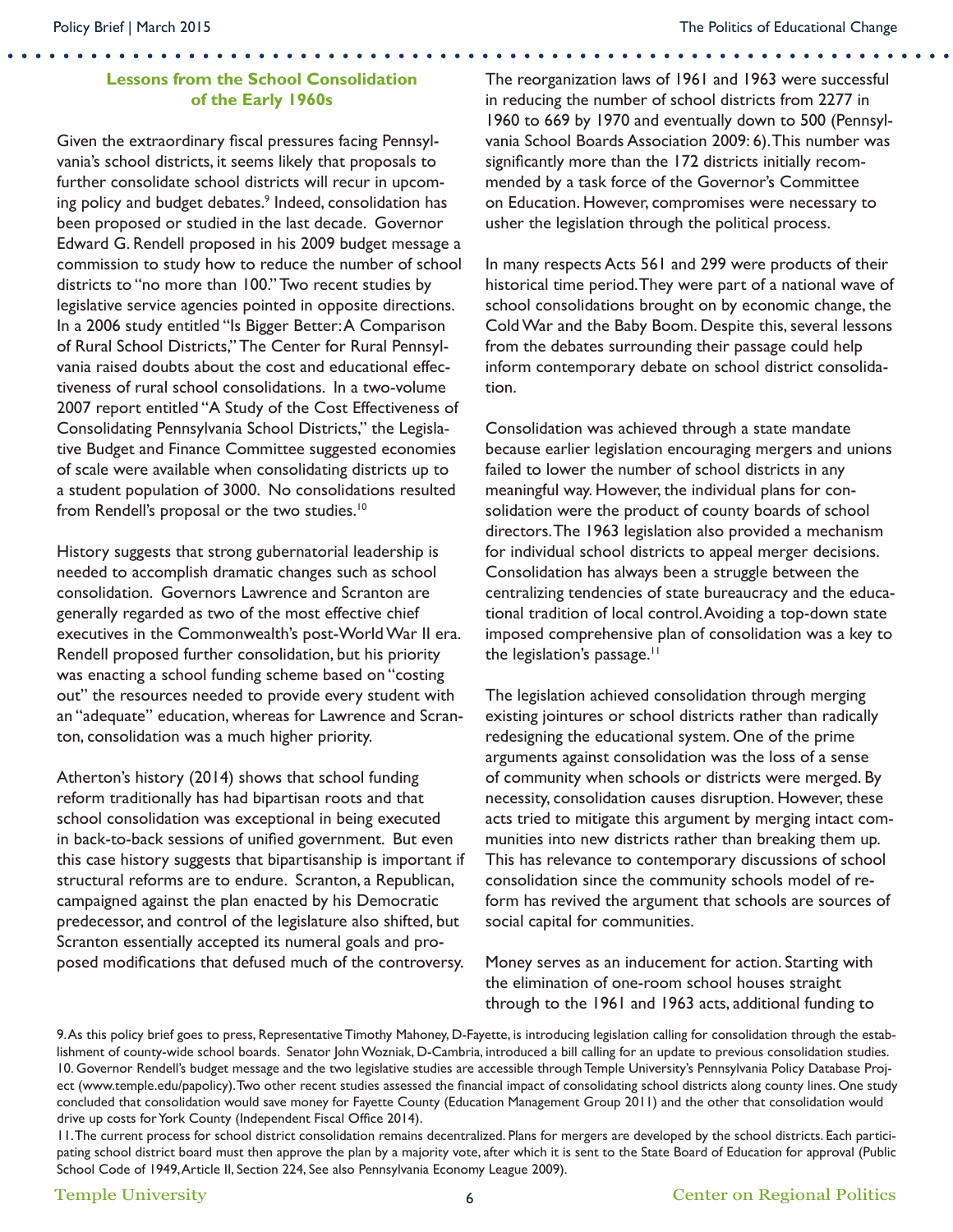## Lessons from the School Consolidation of the Early 1960s

Given the extraordinary fiscal pressures facing Pennsylvania's school districts, it seems likely that proposals to further consolidate school districts will recur in upcoming policy and budget debates.[9] Indeed, consolidation has been proposed or studied in the last decade. Governor Edward G. Rendell proposed in his 2009 budget message a commission to study how to reduce the number of school districts to "no more than 100." Two recent studies by legislative service agencies pointed in opposite directions. In a 2006 study entitled "Is Bigger Better: A Comparison of Rural School Districts," The Center for Rural Pennsylvania raised doubts about the cost and educational effectiveness of rural school consolidations. In a two-volume 2007 report entitled "A Study of the Cost Effectiveness of Consolidating Pennsylvania School Districts," the Legislative Budget and Finance Committee suggested economies of scale were available when consolidating districts up to a student population of 3000. No consolidations resulted from Rendell's proposal or the two studies.[10]

History suggests that strong gubernatorial leadership is needed to accomplish dramatic changes such as school consolidation. Governors Lawrence and Scranton are generally regarded as two of the most effective chief executives in the Commonwealth's post-World War II era. Rendell proposed further consolidation, but his priority was enacting a school funding scheme based on "costing out" the resources needed to provide every student with an "adequate" education, whereas for Lawrence and Scranton, consolidation was a much higher priority.

Atherton's history (2014) shows that school funding reform traditionally has had bipartisan roots and that school consolidation was exceptional in being executed in back-to-back sessions of unified government. But even this case history suggests that bipartisanship is important if structural reforms are to endure. Scranton, a Republican, campaigned against the plan enacted by his Democratic predecessor, and control of the legislature also shifted, but Scranton essentially accepted its numeral goals and proposed modifications that defused much of the controversy.

The reorganization laws of 1961 and 1963 were successful in reducing the number of school districts from 2277 in 1960 to 669 by 1970 and eventually down to 500 (Pennsylvania School Boards Association 2009: 6). This number was significantly more than the 172 districts initially recommended by a task force of the Governor's Committee on Education. However, compromises were necessary to usher the legislation through the political process.

In many respects Acts 561 and 299 were products of their historical time period. They were part of a national wave of school consolidations brought on by economic change, the Cold War and the Baby Boom. Despite this, several lessons from the debates surrounding their passage could help inform contemporary debate on school district consolidation.

Consolidation was achieved through a state mandate because earlier legislation encouraging mergers and unions failed to lower the number of school districts in any meaningful way. However, the individual plans for consolidation were the product of county boards of school directors. The 1963 legislation also provided a mechanism for individual school districts to appeal merger decisions. Consolidation has always been a struggle between the centralizing tendencies of state bureaucracy and the educational tradition of local control. Avoiding a top-down state imposed comprehensive plan of consolidation was a key to the legislation's passage.[11]

The legislation achieved consolidation through merging existing jointures or school districts rather than radically redesigning the educational system. One of the prime arguments against consolidation was the loss of a sense of community when schools or districts were merged. By necessity, consolidation causes disruption. However, these acts tried to mitigate this argument by merging intact communities into new districts rather than breaking them up. This has relevance to contemporary discussions of school consolidation since the community schools model of reform has revived the argument that schools are sources of social capital for communities.

Money serves as an inducement for action. Starting with the elimination of one-room school houses straight through to the 1961 and 1963 acts, additional funding to

---

9. As this policy brief goes to press, Representative Timothy Mahoney, D-Fayette, is introducing legislation calling for consolidation through the establishment of county-wide school boards. Senator John Wozniak, D-Cambria, introduced a bill calling for an update to previous consolidation studies.

10. Governor Rendell's budget message and the two legislative studies are accessible through Temple University's Pennsylvania Policy Database Project (www.temple.edu/papolicy). Two other recent studies assessed the financial impact of consolidating school districts along county lines. One study concluded that consolidation would save money for Fayette County (Education Management Group 2011) and the other that consolidation would drive up costs for York County (Independent Fiscal Office 2014).

11. The current process for school district consolidation remains decentralized. Plans for mergers are developed by the school districts. Each participating school district board must then approve the plan by a majority vote, after which it is sent to the State Board of Education for approval (Public School Code of 1949, Article II, Section 224, See also Pennsylvania Economy League 2009).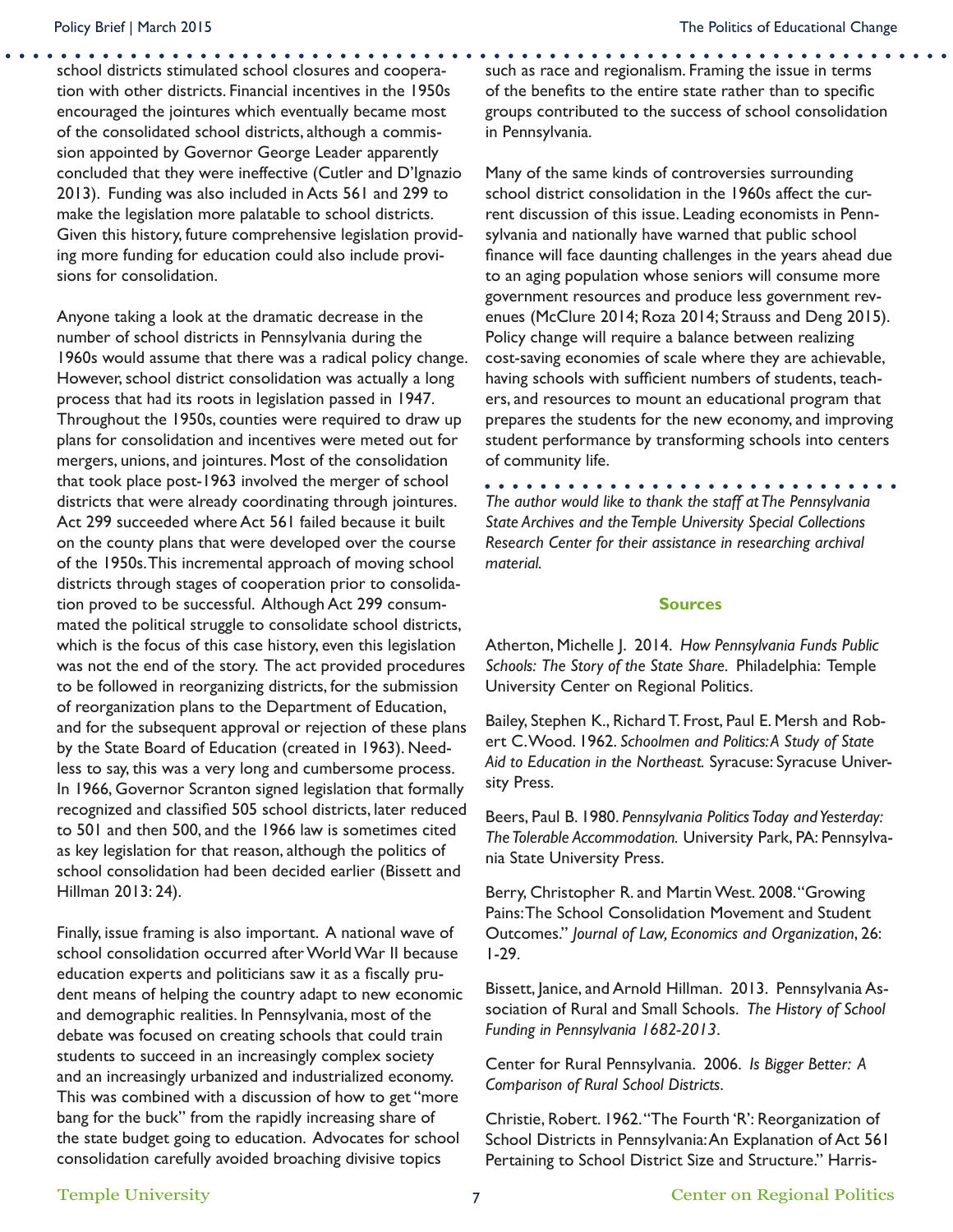school districts stimulated school closures and cooperation with other districts. Financial incentives in the 1950s encouraged the jointures which eventually became most of the consolidated school districts, although a commission appointed by Governor George Leader apparently concluded that they were ineffective (Cutler and D'Ignazio 2013). Funding was also included in Acts 561 and 299 to make the legislation more palatable to school districts. Given this history, future comprehensive legislation providing more funding for education could also include provisions for consolidation.

Anyone taking a look at the dramatic decrease in the number of school districts in Pennsylvania during the 1960s would assume that there was a radical policy change. However, school district consolidation was actually a long process that had its roots in legislation passed in 1947. Throughout the 1950s, counties were required to draw up plans for consolidation and incentives were meted out for mergers, unions, and jointures. Most of the consolidation that took place post-1963 involved the merger of school districts that were already coordinating through jointures. Act 299 succeeded where Act 561 failed because it built on the county plans that were developed over the course of the 1950s. This incremental approach of moving school districts through stages of cooperation prior to consolidation proved to be successful. Although Act 299 consummated the political struggle to consolidate school districts, which is the focus of this case history, even this legislation was not the end of the story. The act provided procedures to be followed in reorganizing districts, for the submission of reorganization plans to the Department of Education, and for the subsequent approval or rejection of these plans by the State Board of Education (created in 1963). Needless to say, this was a very long and cumbersome process. In 1966, Governor Scranton signed legislation that formally recognized and classified 505 school districts, later reduced to 501 and then 500, and the 1966 law is sometimes cited as key legislation for that reason, although the politics of school consolidation had been decided earlier (Bissett and Hillman 2013: 24).

Finally, issue framing is also important. A national wave of school consolidation occurred after World War II because education experts and politicians saw it as a fiscally prudent means of helping the country adapt to new economic and demographic realities. In Pennsylvania, most of the debate was focused on creating schools that could train students to succeed in an increasingly complex society and an increasingly urbanized and industrialized economy. This was combined with a discussion of how to get "more bang for the buck" from the rapidly increasing share of the state budget going to education. Advocates for school consolidation carefully avoided broaching divisive topics such as race and regionalism. Framing the issue in terms of the benefits to the entire state rather than to specific groups contributed to the success of school consolidation in Pennsylvania.

Many of the same kinds of controversies surrounding school district consolidation in the 1960s affect the current discussion of this issue. Leading economists in Pennsylvania and nationally have warned that public school finance will face daunting challenges in the years ahead due to an aging population whose seniors will consume more government resources and produce less government revenues (McClure 2014; Roza 2014; Strauss and Deng 2015). Policy change will require a balance between realizing cost-saving economies of scale where they are achievable, having schools with sufficient numbers of students, teachers, and resources to mount an educational program that prepares the students for the new economy, and improving student performance by transforming schools into centers of community life.

*The author would like to thank the staff at The Pennsylvania State Archives and the Temple University Special Collections Research Center for their assistance in researching archival material.*

## Sources

Atherton, Michelle J. 2014. *How Pennsylvania Funds Public Schools: The Story of the State Share*. Philadelphia: Temple University Center on Regional Politics.

Bailey, Stephen K., Richard T. Frost, Paul E. Mersh and Robert C. Wood. 1962. *Schoolmen and Politics: A Study of State Aid to Education in the Northeast.* Syracuse: Syracuse University Press.

Beers, Paul B. 1980. *Pennsylvania Politics Today and Yesterday: The Tolerable Accommodation.* University Park, PA: Pennsylvania State University Press.

Berry, Christopher R. and Martin West. 2008. "Growing Pains: The School Consolidation Movement and Student Outcomes." *Journal of Law, Economics and Organization*, 26: 1-29.

Bissett, Janice, and Arnold Hillman. 2013. Pennsylvania Association of Rural and Small Schools. *The History of School Funding in Pennsylvania 1682-2013*.

Center for Rural Pennsylvania. 2006. *Is Bigger Better: A Comparison of Rural School Districts*.

Christie, Robert. 1962. "The Fourth 'R': Reorganization of School Districts in Pennsylvania: An Explanation of Act 561 Pertaining to School District Size and Structure." Harris-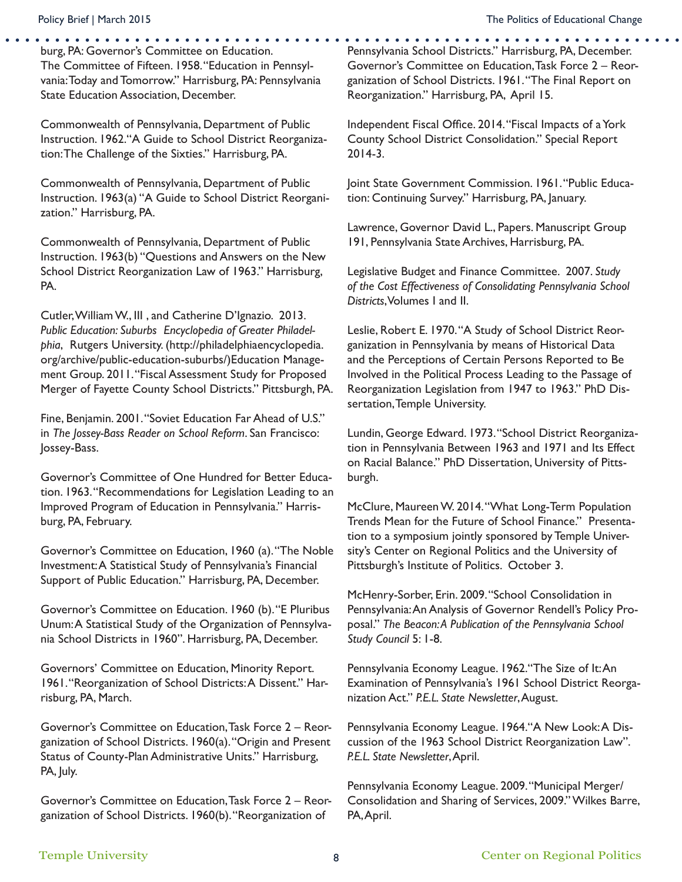burg, PA: Governor's Committee on Education.
The Committee of Fifteen. 1958. "Education in Pennsylvania: Today and Tomorrow." Harrisburg, PA: Pennsylvania State Education Association, December.

Commonwealth of Pennsylvania, Department of Public Instruction. 1962. "A Guide to School District Reorganization: The Challenge of the Sixties." Harrisburg, PA.

Commonwealth of Pennsylvania, Department of Public Instruction. 1963(a) "A Guide to School District Reorganization." Harrisburg, PA.

Commonwealth of Pennsylvania, Department of Public Instruction. 1963(b) "Questions and Answers on the New School District Reorganization Law of 1963." Harrisburg, PA.

Cutler, William W., III , and Catherine D'Ignazio. 2013. *Public Education: Suburbs Encyclopedia of Greater Philadelphia*, Rutgers University. (http://philadelphiaencyclopedia.org/archive/public-education-suburbs/)Education Management Group. 2011. "Fiscal Assessment Study for Proposed Merger of Fayette County School Districts." Pittsburgh, PA.

Fine, Benjamin. 2001. "Soviet Education Far Ahead of U.S." in *The Jossey-Bass Reader on School Reform*. San Francisco: Jossey-Bass.

Governor's Committee of One Hundred for Better Education. 1963. "Recommendations for Legislation Leading to an Improved Program of Education in Pennsylvania." Harrisburg, PA, February.

Governor's Committee on Education, 1960 (a). "The Noble Investment: A Statistical Study of Pennsylvania's Financial Support of Public Education." Harrisburg, PA, December.

Governor's Committee on Education. 1960 (b). "E Pluribus Unum: A Statistical Study of the Organization of Pennsylvania School Districts in 1960". Harrisburg, PA, December.

Governors' Committee on Education, Minority Report. 1961. "Reorganization of School Districts: A Dissent." Harrisburg, PA, March.

Governor's Committee on Education, Task Force 2 – Reorganization of School Districts. 1960(a). "Origin and Present Status of County-Plan Administrative Units." Harrisburg, PA, July.

Governor's Committee on Education, Task Force 2 – Reorganization of School Districts. 1960(b). "Reorganization of Pennsylvania School Districts." Harrisburg, PA, December.

Governor's Committee on Education, Task Force 2 – Reorganization of School Districts. 1961. "The Final Report on Reorganization." Harrisburg, PA, April 15.

Independent Fiscal Office. 2014. "Fiscal Impacts of a York County School District Consolidation." Special Report 2014-3.

Joint State Government Commission. 1961. "Public Education: Continuing Survey." Harrisburg, PA, January.

Lawrence, Governor David L., Papers. Manuscript Group 191, Pennsylvania State Archives, Harrisburg, PA.

Legislative Budget and Finance Committee. 2007. *Study of the Cost Effectiveness of Consolidating Pennsylvania School Districts*, Volumes I and II.

Leslie, Robert E. 1970. "A Study of School District Reorganization in Pennsylvania by means of Historical Data and the Perceptions of Certain Persons Reported to Be Involved in the Political Process Leading to the Passage of Reorganization Legislation from 1947 to 1963." PhD Dissertation, Temple University.

Lundin, George Edward. 1973. "School District Reorganization in Pennsylvania Between 1963 and 1971 and Its Effect on Racial Balance." PhD Dissertation, University of Pittsburgh.

McClure, Maureen W. 2014. "What Long-Term Population Trends Mean for the Future of School Finance." Presentation to a symposium jointly sponsored by Temple University's Center on Regional Politics and the University of Pittsburgh's Institute of Politics. October 3.

McHenry-Sorber, Erin. 2009. "School Consolidation in Pennsylvania: An Analysis of Governor Rendell's Policy Proposal." *The Beacon: A Publication of the Pennsylvania School Study Council* 5: 1-8.

Pennsylvania Economy League. 1962. "The Size of It: An Examination of Pennsylvania's 1961 School District Reorganization Act." *P.E.L. State Newsletter*, August.

Pennsylvania Economy League. 1964. "A New Look: A Discussion of the 1963 School District Reorganization Law". *P.E.L. State Newsletter*, April.

Pennsylvania Economy League. 2009. "Municipal Merger/Consolidation and Sharing of Services, 2009." Wilkes Barre, PA, April.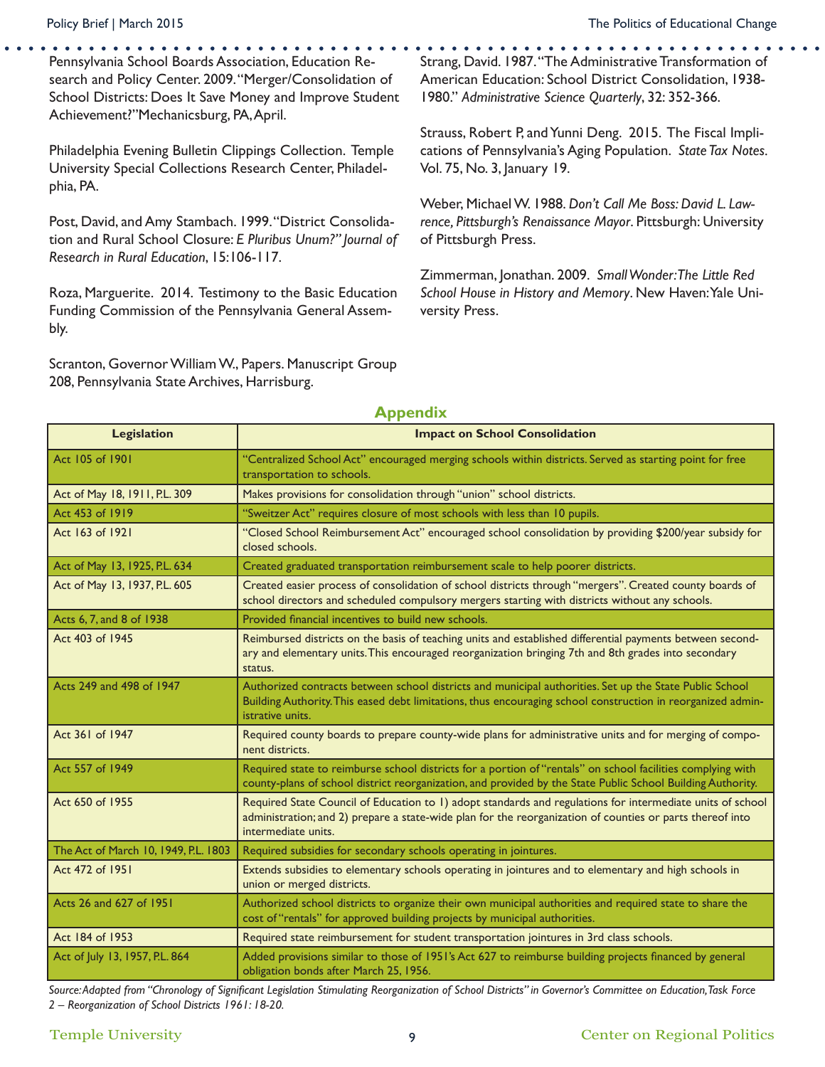Pennsylvania School Boards Association, Education Research and Policy Center. 2009. "Merger/Consolidation of School Districts: Does It Save Money and Improve Student Achievement?" Mechanicsburg, PA, April.

Philadelphia Evening Bulletin Clippings Collection. Temple University Special Collections Research Center, Philadelphia, PA.

Post, David, and Amy Stambach. 1999. "District Consolidation and Rural School Closure: *E Pluribus Unum?" Journal of Research in Rural Education*, 15:106-117.

Roza, Marguerite. 2014. Testimony to the Basic Education Funding Commission of the Pennsylvania General Assembly.

Scranton, Governor William W., Papers. Manuscript Group 208, Pennsylvania State Archives, Harrisburg.

Strang, David. 1987. "The Administrative Transformation of American Education: School District Consolidation, 1938-1980." *Administrative Science Quarterly*, 32: 352-366.

Strauss, Robert P, and Yunni Deng. 2015. The Fiscal Implications of Pennsylvania's Aging Population. *State Tax Notes*. Vol. 75, No. 3, January 19.

Weber, Michael W. 1988. *Don't Call Me Boss: David L. Lawrence, Pittsburgh's Renaissance Mayor*. Pittsburgh: University of Pittsburgh Press.

Zimmerman, Jonathan. 2009. *Small Wonder: The Little Red School House in History and Memory*. New Haven: Yale University Press.

## Appendix

| Legislation | Impact on School Consolidation |
|---|---|
| Act 105 of 1901 | "Centralized School Act" encouraged merging schools within districts. Served as starting point for free transportation to schools. |
| Act of May 18, 1911, P.L. 309 | Makes provisions for consolidation through "union" school districts. |
| Act 453 of 1919 | "Sweitzer Act" requires closure of most schools with less than 10 pupils. |
| Act 163 of 1921 | "Closed School Reimbursement Act" encouraged school consolidation by providing $200/year subsidy for closed schools. |
| Act of May 13, 1925, P.L. 634 | Created graduated transportation reimbursement scale to help poorer districts. |
| Act of May 13, 1937, P.L. 605 | Created easier process of consolidation of school districts through "mergers". Created county boards of school directors and scheduled compulsory mergers starting with districts without any schools. |
| Acts 6, 7, and 8 of 1938 | Provided financial incentives to build new schools. |
| Act 403 of 1945 | Reimbursed districts on the basis of teaching units and established differential payments between secondary and elementary units. This encouraged reorganization bringing 7th and 8th grades into secondary status. |
| Acts 249 and 498 of 1947 | Authorized contracts between school districts and municipal authorities. Set up the State Public School Building Authority. This eased debt limitations, thus encouraging school construction in reorganized administrative units. |
| Act 361 of 1947 | Required county boards to prepare county-wide plans for administrative units and for merging of component districts. |
| Act 557 of 1949 | Required state to reimburse school districts for a portion of "rentals" on school facilities complying with county-plans of school district reorganization, and provided by the State Public School Building Authority. |
| Act 650 of 1955 | Required State Council of Education to 1) adopt standards and regulations for intermediate units of school administration; and 2) prepare a state-wide plan for the reorganization of counties or parts thereof into intermediate units. |
| The Act of March 10, 1949, P.L. 1803 | Required subsidies for secondary schools operating in jointures. |
| Act 472 of 1951 | Extends subsidies to elementary schools operating in jointures and to elementary and high schools in union or merged districts. |
| Acts 26 and 627 of 1951 | Authorized school districts to organize their own municipal authorities and required state to share the cost of "rentals" for approved building projects by municipal authorities. |
| Act 184 of 1953 | Required state reimbursement for student transportation jointures in 3rd class schools. |
| Act of July 13, 1957, P.L. 864 | Added provisions similar to those of 1951's Act 627 to reimburse building projects financed by general obligation bonds after March 25, 1956. |

*Source: Adapted from "Chronology of Significant Legislation Stimulating Reorganization of School Districts" in Governor's Committee on Education, Task Force 2 – Reorganization of School Districts 1961: 18-20.*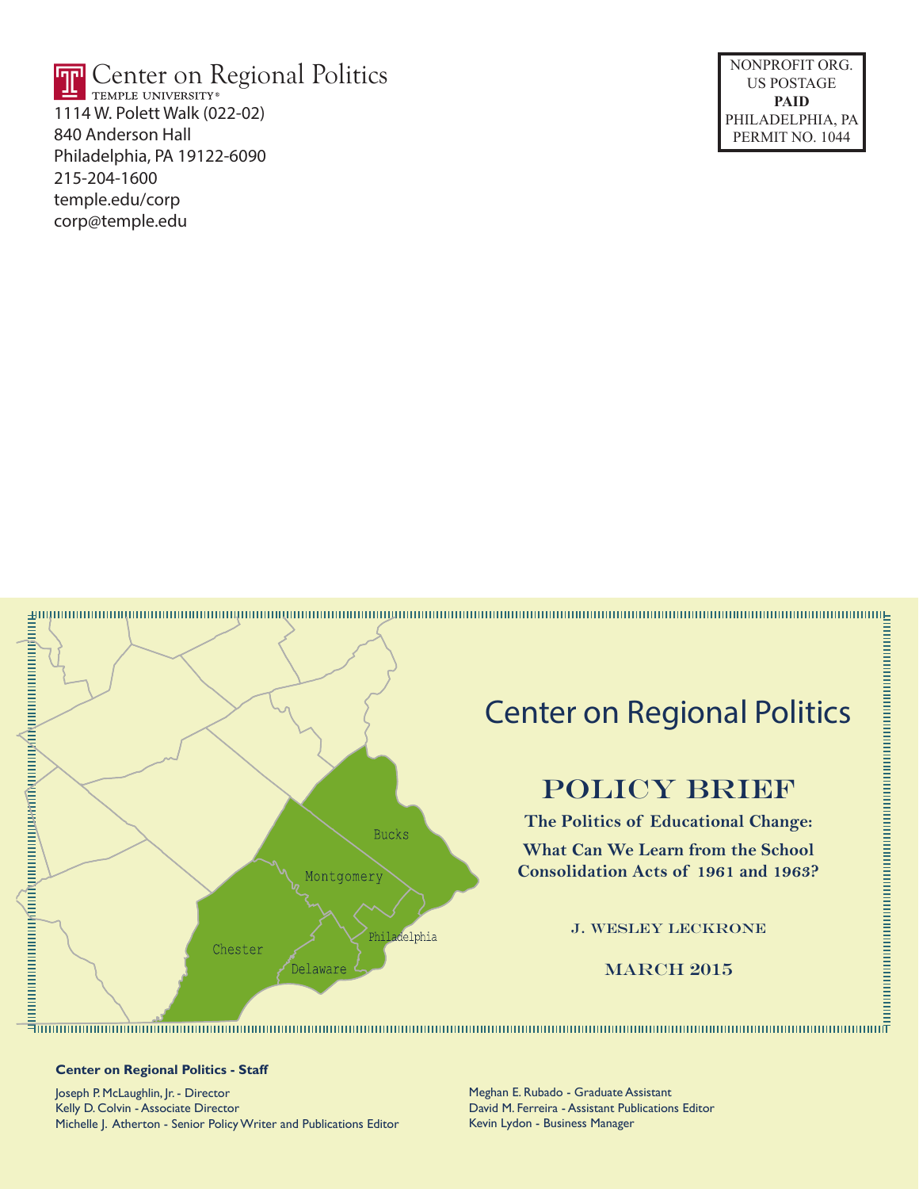Center on Regional Politics
TEMPLE UNIVERSITY®
1114 W. Polett Walk (022-02)
840 Anderson Hall
Philadelphia, PA 19122-6090
215-204-1600
temple.edu/corp
corp@temple.edu

NONPROFIT ORG.
US POSTAGE
**PAID**
PHILADELPHIA, PA
PERMIT NO. 1044

Bucks
Montgomery
Chester
Delaware
Philadelphia

# Center on Regional Politics

## POLICY BRIEF

**The Politics of Educational Change: What Can We Learn from the School Consolidation Acts of 1961 and 1963?**

J. WESLEY LECKRONE

MARCH 2015

**Center on Regional Politics - Staff**

Joseph P. McLaughlin, Jr. - Director
Kelly D. Colvin - Associate Director
Michelle J. Atherton - Senior Policy Writer and Publications Editor
Meghan E. Rubado - Graduate Assistant
David M. Ferreira - Assistant Publications Editor
Kevin Lydon - Business Manager